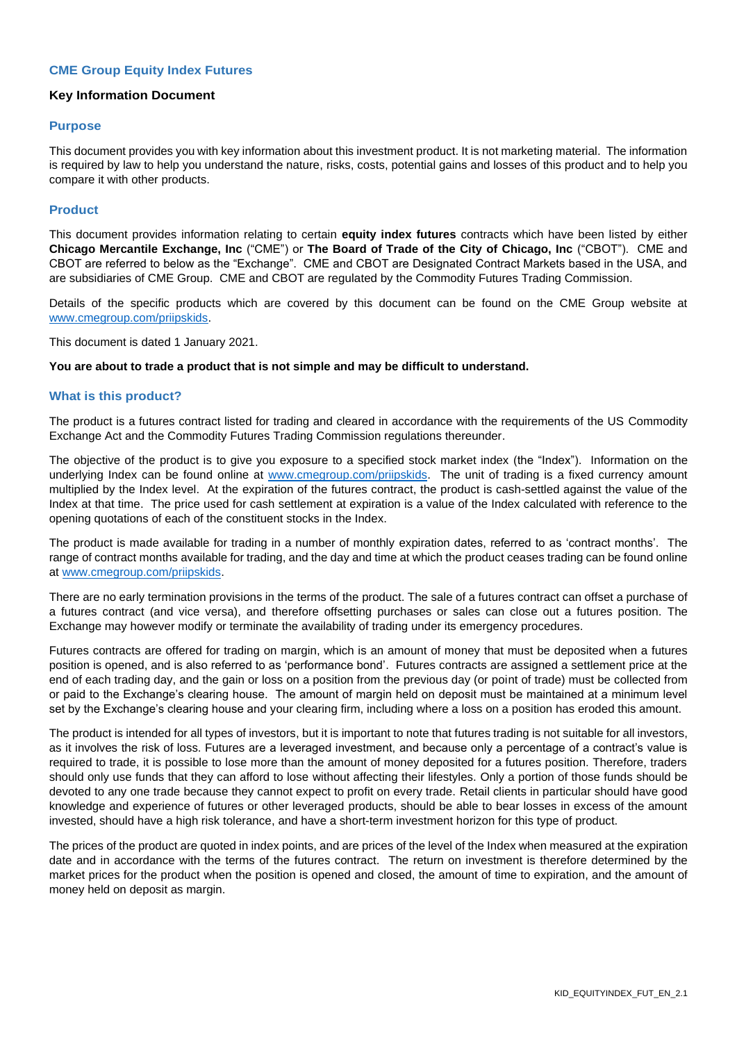# CME Group Equity Index Futures

## Key Information Document

## Purpose

This document provides you with key information about this investment product. It is not marketing material. The information is required by law to help you understand the nature, risks, costs, potential gains and losses of this product and to help you compare it with other products.

## Product

This document provides information relating to certain **equity index futures** contracts which have been listed by either **Chicago Mercantile Exchange, Inc** ("CME") or **The Board of Trade of the City of Chicago, Inc** ("CBOT"). CME and CBOT are referred to below as the "Exchange". CME and CBOT are Designated Contract Markets based in the USA, and are subsidiaries of CME Group. CME and CBOT are regulated by the Commodity Futures Trading Commission.

Details of the specific products which are covered by this document can be found on the CME Group website at www.cmegroup.com/priipskids.

This document is dated 1 January 2021.

**You are about to trade a product that is not simple and may be difficult to understand.**

## What is this product?

The product is a futures contract listed for trading and cleared in accordance with the requirements of the US Commodity Exchange Act and the Commodity Futures Trading Commission regulations thereunder.

The objective of the product is to give you exposure to a specified stock market index (the "Index"). Information on the underlying Index can be found online at www.cmegroup.com/priipskids. The unit of trading is a fixed currency amount multiplied by the Index level. At the expiration of the futures contract, the product is cash-settled against the value of the Index at that time. The price used for cash settlement at expiration is a value of the Index calculated with reference to the opening quotations of each of the constituent stocks in the Index.

The product is made available for trading in a number of monthly expiration dates, referred to as 'contract months'. The range of contract months available for trading, and the day and time at which the product ceases trading can be found online at www.cmegroup.com/priipskids.

There are no early termination provisions in the terms of the product. The sale of a futures contract can offset a purchase of a futures contract (and vice versa), and therefore offsetting purchases or sales can close out a futures position. The Exchange may however modify or terminate the availability of trading under its emergency procedures.

Futures contracts are offered for trading on margin, which is an amount of money that must be deposited when a futures position is opened, and is also referred to as 'performance bond'. Futures contracts are assigned a settlement price at the end of each trading day, and the gain or loss on a position from the previous day (or point of trade) must be collected from or paid to the Exchange's clearing house. The amount of margin held on deposit must be maintained at a minimum level set by the Exchange's clearing house and your clearing firm, including where a loss on a position has eroded this amount.

The product is intended for all types of investors, but it is important to note that futures trading is not suitable for all investors, as it involves the risk of loss. Futures are a leveraged investment, and because only a percentage of a contract's value is required to trade, it is possible to lose more than the amount of money deposited for a futures position. Therefore, traders should only use funds that they can afford to lose without affecting their lifestyles. Only a portion of those funds should be devoted to any one trade because they cannot expect to profit on every trade. Retail clients in particular should have good knowledge and experience of futures or other leveraged products, should be able to bear losses in excess of the amount invested, should have a high risk tolerance, and have a short-term investment horizon for this type of product.

The prices of the product are quoted in index points, and are prices of the level of the Index when measured at the expiration date and in accordance with the terms of the futures contract. The return on investment is therefore determined by the market prices for the product when the position is opened and closed, the amount of time to expiration, and the amount of money held on deposit as margin.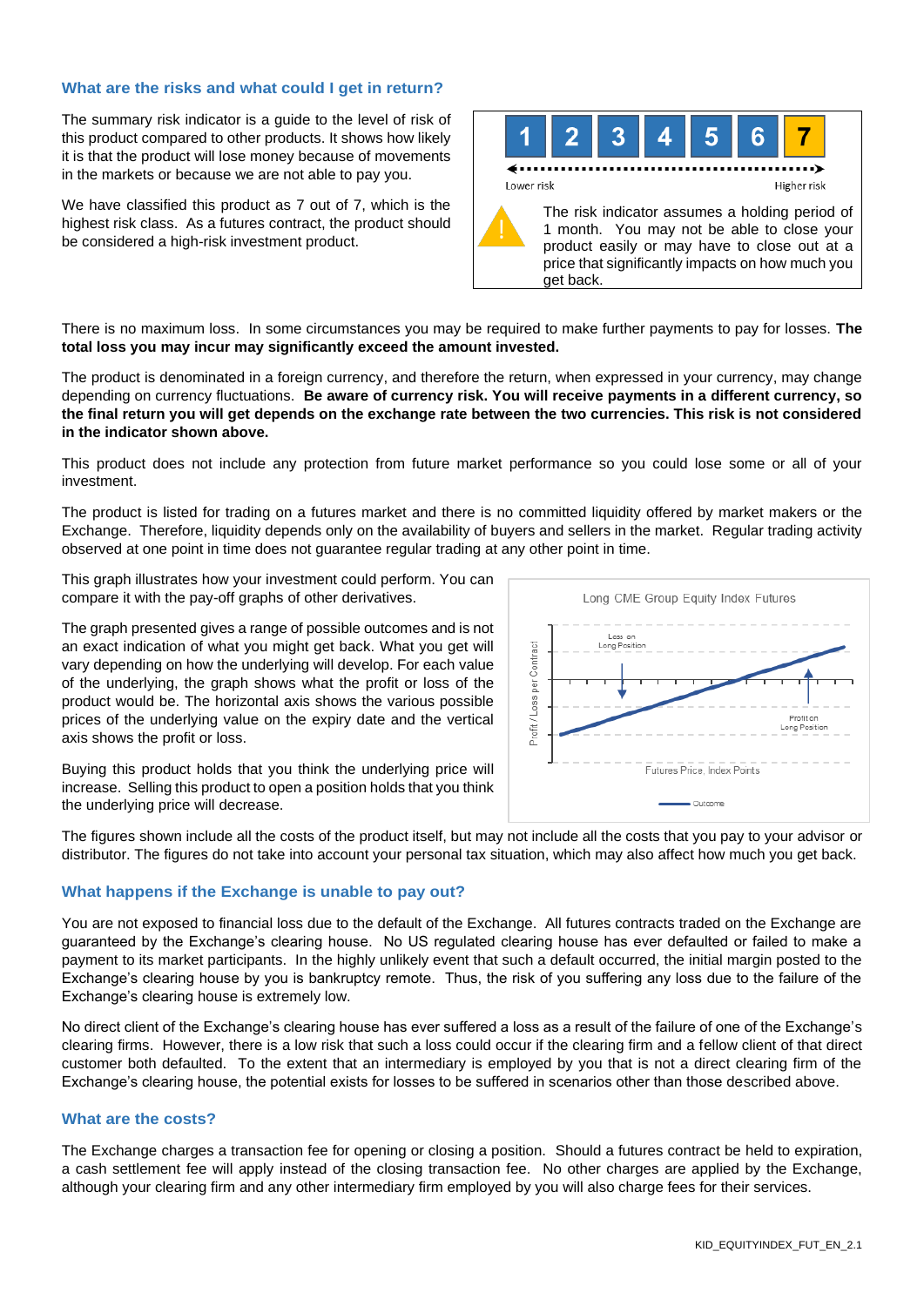## What are the risks and what could I get in return?

The summary risk indicator is a guide to the level of risk of this product compared to other products. It shows how likely it is that the product will lose money because of movements in the markets or because we are not able to pay you.

We have classified this product as 7 out of 7, which is the highest risk class. As a futures contract, the product should be considered a high-risk investment product.

| 1 | 2 | 3 | 4 | 5 | 6 | **7** |
|---|---|---|---|---|---|---|

Lower risk ← → Higher risk

The risk indicator assumes a holding period of 1 month. You may not be able to close your product easily or may have to close out at a price that significantly impacts on how much you get back.

There is no maximum loss. In some circumstances you may be required to make further payments to pay for losses. **The total loss you may incur may significantly exceed the amount invested.**

The product is denominated in a foreign currency, and therefore the return, when expressed in your currency, may change depending on currency fluctuations. **Be aware of currency risk. You will receive payments in a different currency, so the final return you will get depends on the exchange rate between the two currencies. This risk is not considered in the indicator shown above.**

This product does not include any protection from future market performance so you could lose some or all of your investment.

The product is listed for trading on a futures market and there is no committed liquidity offered by market makers or the Exchange. Therefore, liquidity depends only on the availability of buyers and sellers in the market. Regular trading activity observed at one point in time does not guarantee regular trading at any other point in time.

This graph illustrates how your investment could perform. You can compare it with the pay-off graphs of other derivatives.

The graph presented gives a range of possible outcomes and is not an exact indication of what you might get back. What you get will vary depending on how the underlying will develop. For each value of the underlying, the graph shows what the profit or loss of the product would be. The horizontal axis shows the various possible prices of the underlying value on the expiry date and the vertical axis shows the profit or loss.

Buying this product holds that you think the underlying price will increase. Selling this product to open a position holds that you think the underlying price will decrease.

Long CME Group Equity Index Futures

Loss on Long Position

Profit on Long Position

Profit / Loss per Contract

Futures Price, Index Points

Outcome

The figures shown include all the costs of the product itself, but may not include all the costs that you pay to your advisor or distributor. The figures do not take into account your personal tax situation, which may also affect how much you get back.

## What happens if the Exchange is unable to pay out?

You are not exposed to financial loss due to the default of the Exchange. All futures contracts traded on the Exchange are guaranteed by the Exchange's clearing house. No US regulated clearing house has ever defaulted or failed to make a payment to its market participants. In the highly unlikely event that such a default occurred, the initial margin posted to the Exchange's clearing house by you is bankruptcy remote. Thus, the risk of you suffering any loss due to the failure of the Exchange's clearing house is extremely low.

No direct client of the Exchange's clearing house has ever suffered a loss as a result of the failure of one of the Exchange's clearing firms. However, there is a low risk that such a loss could occur if the clearing firm and a fellow client of that direct customer both defaulted. To the extent that an intermediary is employed by you that is not a direct clearing firm of the Exchange's clearing house, the potential exists for losses to be suffered in scenarios other than those described above.

## What are the costs?

The Exchange charges a transaction fee for opening or closing a position. Should a futures contract be held to expiration, a cash settlement fee will apply instead of the closing transaction fee. No other charges are applied by the Exchange, although your clearing firm and any other intermediary firm employed by you will also charge fees for their services.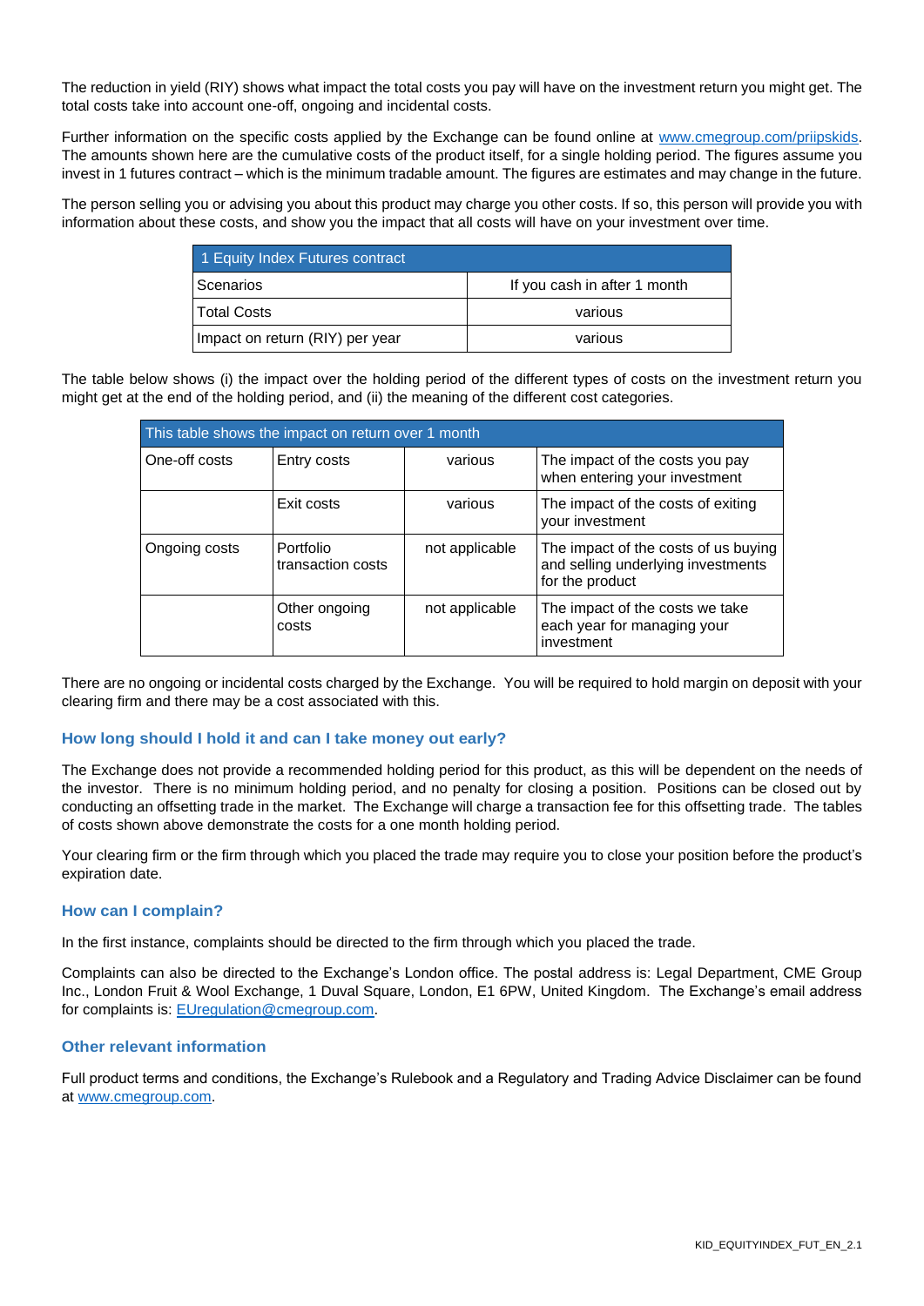The reduction in yield (RIY) shows what impact the total costs you pay will have on the investment return you might get. The total costs take into account one-off, ongoing and incidental costs.

Further information on the specific costs applied by the Exchange can be found online at www.cmegroup.com/priipskids. The amounts shown here are the cumulative costs of the product itself, for a single holding period. The figures assume you invest in 1 futures contract – which is the minimum tradable amount. The figures are estimates and may change in the future.

The person selling you or advising you about this product may charge you other costs. If so, this person will provide you with information about these costs, and show you the impact that all costs will have on your investment over time.

| 1 Equity Index Futures contract | |
|---|---|
| Scenarios | If you cash in after 1 month |
| Total Costs | various |
| Impact on return (RIY) per year | various |

The table below shows (i) the impact over the holding period of the different types of costs on the investment return you might get at the end of the holding period, and (ii) the meaning of the different cost categories.

| This table shows the impact on return over 1 month | | | |
|---|---|---|---|
| One-off costs | Entry costs | various | The impact of the costs you pay when entering your investment |
| | Exit costs | various | The impact of the costs of exiting your investment |
| Ongoing costs | Portfolio transaction costs | not applicable | The impact of the costs of us buying and selling underlying investments for the product |
| | Other ongoing costs | not applicable | The impact of the costs we take each year for managing your investment |

There are no ongoing or incidental costs charged by the Exchange. You will be required to hold margin on deposit with your clearing firm and there may be a cost associated with this.

## How long should I hold it and can I take money out early?

The Exchange does not provide a recommended holding period for this product, as this will be dependent on the needs of the investor. There is no minimum holding period, and no penalty for closing a position. Positions can be closed out by conducting an offsetting trade in the market. The Exchange will charge a transaction fee for this offsetting trade. The tables of costs shown above demonstrate the costs for a one month holding period.

Your clearing firm or the firm through which you placed the trade may require you to close your position before the product's expiration date.

## How can I complain?

In the first instance, complaints should be directed to the firm through which you placed the trade.

Complaints can also be directed to the Exchange's London office. The postal address is: Legal Department, CME Group Inc., London Fruit & Wool Exchange, 1 Duval Square, London, E1 6PW, United Kingdom. The Exchange's email address for complaints is: EUregulation@cmegroup.com.

## Other relevant information

Full product terms and conditions, the Exchange's Rulebook and a Regulatory and Trading Advice Disclaimer can be found at www.cmegroup.com.